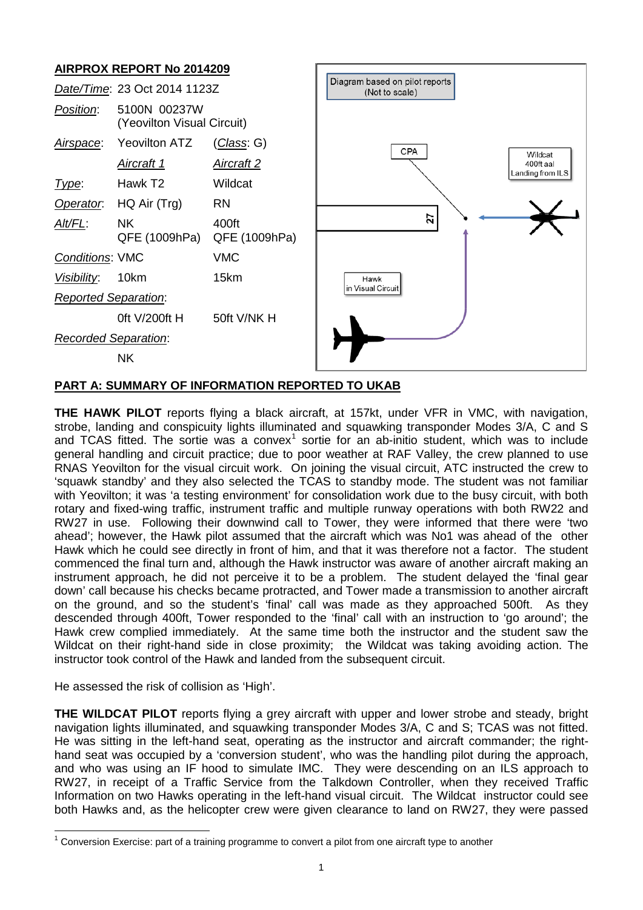## AIRPROX REPORT No 2014209

| | | |
|---|---|---|
| *Date/Time*: | 23 Oct 2014 1123Z | |
| *Position*: | 5100N 00237W (Yeovilton Visual Circuit) | |
| *Airspace*: | Yeovilton ATZ | (*Class*: G) |
| | *Aircraft 1* | *Aircraft 2* |
| *Type*: | Hawk T2 | Wildcat |
| *Operator*: | HQ Air (Trg) | RN |
| *Alt/FL*: | NK QFE (1009hPa) | 400ft QFE (1009hPa) |
| *Conditions*: | VMC | VMC |
| *Visibility*: | 10km | 15km |
| *Reported Separation*: | | |
| | 0ft V/200ft H | 50ft V/NK H |
| *Recorded Separation*: | | |
| | NK | |

Diagram based on pilot reports (Not to scale)

CPA

Wildcat 400ft aal Landing from ILS

27

Hawk in Visual Circuit

## PART A: SUMMARY OF INFORMATION REPORTED TO UKAB

**THE HAWK PILOT** reports flying a black aircraft, at 157kt, under VFR in VMC, with navigation, strobe, landing and conspicuity lights illuminated and squawking transponder Modes 3/A, C and S and TCAS fitted. The sortie was a convex[1] sortie for an ab-initio student, which was to include general handling and circuit practice; due to poor weather at RAF Valley, the crew planned to use RNAS Yeovilton for the visual circuit work. On joining the visual circuit, ATC instructed the crew to 'squawk standby' and they also selected the TCAS to standby mode. The student was not familiar with Yeovilton; it was 'a testing environment' for consolidation work due to the busy circuit, with both rotary and fixed-wing traffic, instrument traffic and multiple runway operations with both RW22 and RW27 in use. Following their downwind call to Tower, they were informed that there were 'two ahead'; however, the Hawk pilot assumed that the aircraft which was No1 was ahead of the other Hawk which he could see directly in front of him, and that it was therefore not a factor. The student commenced the final turn and, although the Hawk instructor was aware of another aircraft making an instrument approach, he did not perceive it to be a problem. The student delayed the 'final gear down' call because his checks became protracted, and Tower made a transmission to another aircraft on the ground, and so the student's 'final' call was made as they approached 500ft. As they descended through 400ft, Tower responded to the 'final' call with an instruction to 'go around'; the Hawk crew complied immediately. At the same time both the instructor and the student saw the Wildcat on their right-hand side in close proximity; the Wildcat was taking avoiding action. The instructor took control of the Hawk and landed from the subsequent circuit.

He assessed the risk of collision as 'High'.

**THE WILDCAT PILOT** reports flying a grey aircraft with upper and lower strobe and steady, bright navigation lights illuminated, and squawking transponder Modes 3/A, C and S; TCAS was not fitted. He was sitting in the left-hand seat, operating as the instructor and aircraft commander; the right-hand seat was occupied by a 'conversion student', who was the handling pilot during the approach, and who was using an IF hood to simulate IMC. They were descending on an ILS approach to RW27, in receipt of a Traffic Service from the Talkdown Controller, when they received Traffic Information on two Hawks operating in the left-hand visual circuit. The Wildcat instructor could see both Hawks and, as the helicopter crew were given clearance to land on RW27, they were passed

[1] Conversion Exercise: part of a training programme to convert a pilot from one aircraft type to another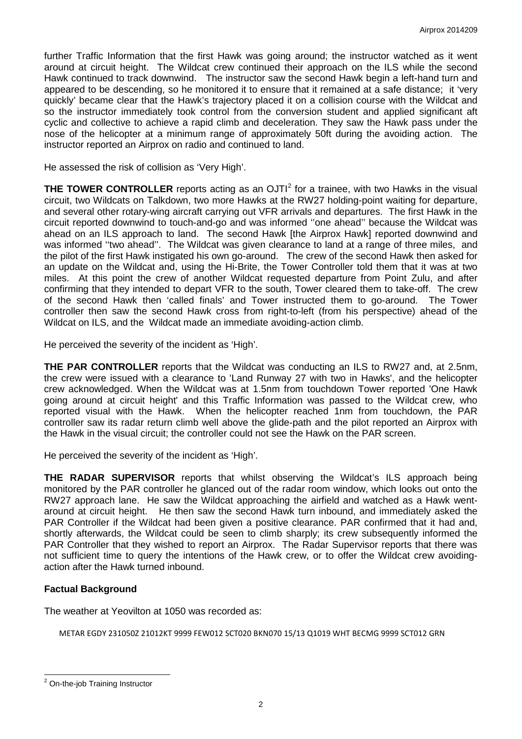further Traffic Information that the first Hawk was going around; the instructor watched as it went around at circuit height. The Wildcat crew continued their approach on the ILS while the second Hawk continued to track downwind. The instructor saw the second Hawk begin a left-hand turn and appeared to be descending, so he monitored it to ensure that it remained at a safe distance; it 'very quickly' became clear that the Hawk's trajectory placed it on a collision course with the Wildcat and so the instructor immediately took control from the conversion student and applied significant aft cyclic and collective to achieve a rapid climb and deceleration. They saw the Hawk pass under the nose of the helicopter at a minimum range of approximately 50ft during the avoiding action. The instructor reported an Airprox on radio and continued to land.

He assessed the risk of collision as 'Very High'.

**THE TOWER CONTROLLER** reports acting as an OJTI[2] for a trainee, with two Hawks in the visual circuit, two Wildcats on Talkdown, two more Hawks at the RW27 holding-point waiting for departure, and several other rotary-wing aircraft carrying out VFR arrivals and departures. The first Hawk in the circuit reported downwind to touch-and-go and was informed ''one ahead'' because the Wildcat was ahead on an ILS approach to land. The second Hawk [the Airprox Hawk] reported downwind and was informed ''two ahead''. The Wildcat was given clearance to land at a range of three miles, and the pilot of the first Hawk instigated his own go-around. The crew of the second Hawk then asked for an update on the Wildcat and, using the Hi-Brite, the Tower Controller told them that it was at two miles. At this point the crew of another Wildcat requested departure from Point Zulu, and after confirming that they intended to depart VFR to the south, Tower cleared them to take-off. The crew of the second Hawk then 'called finals' and Tower instructed them to go-around. The Tower controller then saw the second Hawk cross from right-to-left (from his perspective) ahead of the Wildcat on ILS, and the Wildcat made an immediate avoiding-action climb.

He perceived the severity of the incident as 'High'.

**THE PAR CONTROLLER** reports that the Wildcat was conducting an ILS to RW27 and, at 2.5nm, the crew were issued with a clearance to 'Land Runway 27 with two in Hawks', and the helicopter crew acknowledged. When the Wildcat was at 1.5nm from touchdown Tower reported 'One Hawk going around at circuit height' and this Traffic Information was passed to the Wildcat crew, who reported visual with the Hawk. When the helicopter reached 1nm from touchdown, the PAR controller saw its radar return climb well above the glide-path and the pilot reported an Airprox with the Hawk in the visual circuit; the controller could not see the Hawk on the PAR screen.

He perceived the severity of the incident as 'High'.

**THE RADAR SUPERVISOR** reports that whilst observing the Wildcat's ILS approach being monitored by the PAR controller he glanced out of the radar room window, which looks out onto the RW27 approach lane. He saw the Wildcat approaching the airfield and watched as a Hawk went-around at circuit height. He then saw the second Hawk turn inbound, and immediately asked the PAR Controller if the Wildcat had been given a positive clearance. PAR confirmed that it had and, shortly afterwards, the Wildcat could be seen to climb sharply; its crew subsequently informed the PAR Controller that they wished to report an Airprox. The Radar Supervisor reports that there was not sufficient time to query the intentions of the Hawk crew, or to offer the Wildcat crew avoiding-action after the Hawk turned inbound.

## Factual Background

The weather at Yeovilton at 1050 was recorded as:

```
METAR EGDY 231050Z 21012KT 9999 FEW012 SCT020 BKN070 15/13 Q1019 WHT BECMG 9999 SCT012 GRN
```

[2] On-the-job Training Instructor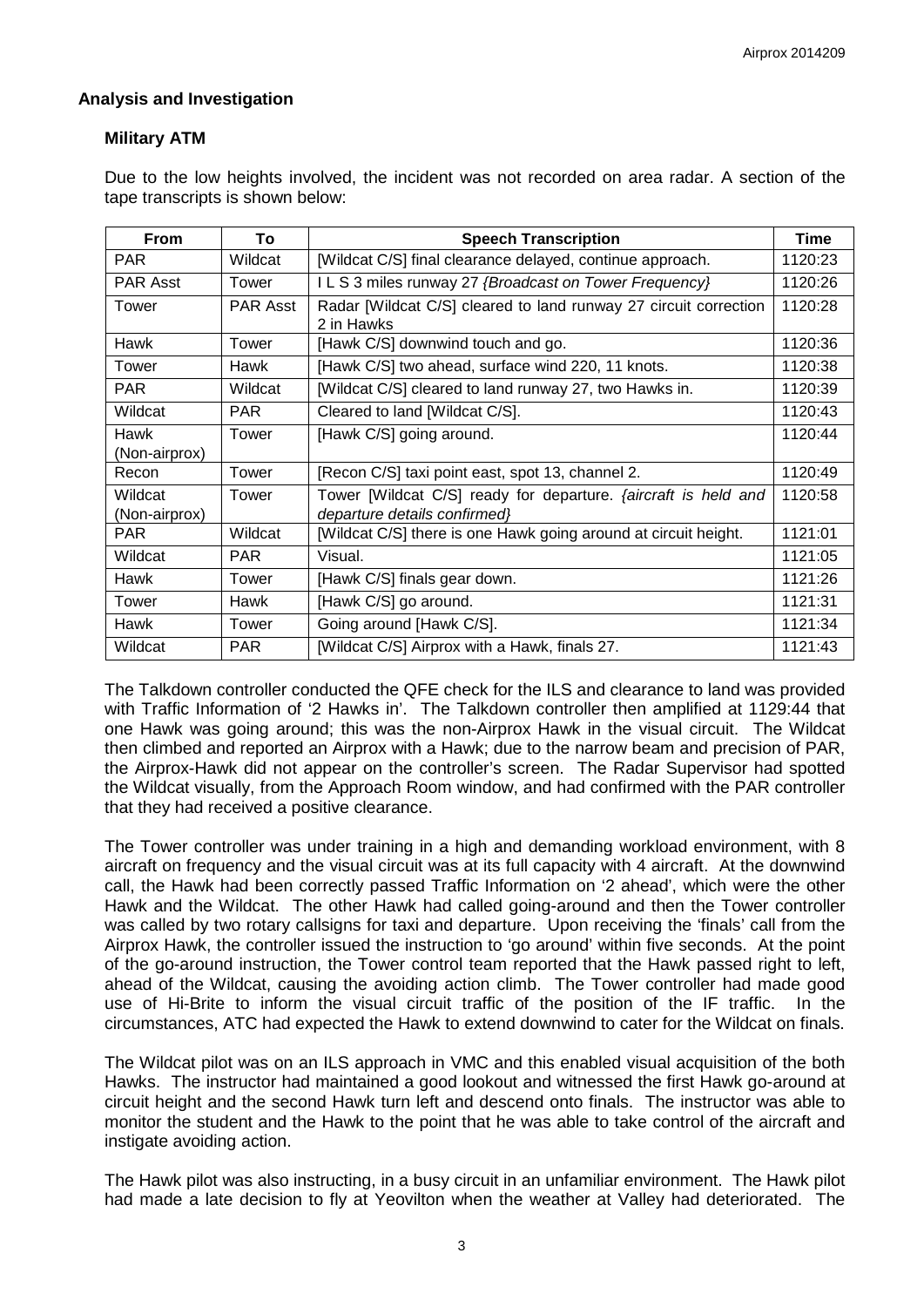## Analysis and Investigation

### Military ATM

Due to the low heights involved, the incident was not recorded on area radar. A section of the tape transcripts is shown below:

| From | To | Speech Transcription | Time |
|---|---|---|---|
| PAR | Wildcat | [Wildcat C/S] final clearance delayed, continue approach. | 1120:23 |
| PAR Asst | Tower | I L S 3 miles runway 27 *{Broadcast on Tower Frequency}* | 1120:26 |
| Tower | PAR Asst | Radar [Wildcat C/S] cleared to land runway 27 circuit correction 2 in Hawks | 1120:28 |
| Hawk | Tower | [Hawk C/S] downwind touch and go. | 1120:36 |
| Tower | Hawk | [Hawk C/S] two ahead, surface wind 220, 11 knots. | 1120:38 |
| PAR | Wildcat | [Wildcat C/S] cleared to land runway 27, two Hawks in. | 1120:39 |
| Wildcat | PAR | Cleared to land [Wildcat C/S]. | 1120:43 |
| Hawk (Non-airprox) | Tower | [Hawk C/S] going around. | 1120:44 |
| Recon | Tower | [Recon C/S] taxi point east, spot 13, channel 2. | 1120:49 |
| Wildcat (Non-airprox) | Tower | Tower [Wildcat C/S] ready for departure. *{aircraft is held and departure details confirmed}* | 1120:58 |
| PAR | Wildcat | [Wildcat C/S] there is one Hawk going around at circuit height. | 1121:01 |
| Wildcat | PAR | Visual. | 1121:05 |
| Hawk | Tower | [Hawk C/S] finals gear down. | 1121:26 |
| Tower | Hawk | [Hawk C/S] go around. | 1121:31 |
| Hawk | Tower | Going around [Hawk C/S]. | 1121:34 |
| Wildcat | PAR | [Wildcat C/S] Airprox with a Hawk, finals 27. | 1121:43 |

The Talkdown controller conducted the QFE check for the ILS and clearance to land was provided with Traffic Information of '2 Hawks in'. The Talkdown controller then amplified at 1129:44 that one Hawk was going around; this was the non-Airprox Hawk in the visual circuit. The Wildcat then climbed and reported an Airprox with a Hawk; due to the narrow beam and precision of PAR, the Airprox-Hawk did not appear on the controller's screen. The Radar Supervisor had spotted the Wildcat visually, from the Approach Room window, and had confirmed with the PAR controller that they had received a positive clearance.

The Tower controller was under training in a high and demanding workload environment, with 8 aircraft on frequency and the visual circuit was at its full capacity with 4 aircraft. At the downwind call, the Hawk had been correctly passed Traffic Information on '2 ahead', which were the other Hawk and the Wildcat. The other Hawk had called going-around and then the Tower controller was called by two rotary callsigns for taxi and departure. Upon receiving the 'finals' call from the Airprox Hawk, the controller issued the instruction to 'go around' within five seconds. At the point of the go-around instruction, the Tower control team reported that the Hawk passed right to left, ahead of the Wildcat, causing the avoiding action climb. The Tower controller had made good use of Hi-Brite to inform the visual circuit traffic of the position of the IF traffic. In the circumstances, ATC had expected the Hawk to extend downwind to cater for the Wildcat on finals.

The Wildcat pilot was on an ILS approach in VMC and this enabled visual acquisition of the both Hawks. The instructor had maintained a good lookout and witnessed the first Hawk go-around at circuit height and the second Hawk turn left and descend onto finals. The instructor was able to monitor the student and the Hawk to the point that he was able to take control of the aircraft and instigate avoiding action.

The Hawk pilot was also instructing, in a busy circuit in an unfamiliar environment. The Hawk pilot had made a late decision to fly at Yeovilton when the weather at Valley had deteriorated. The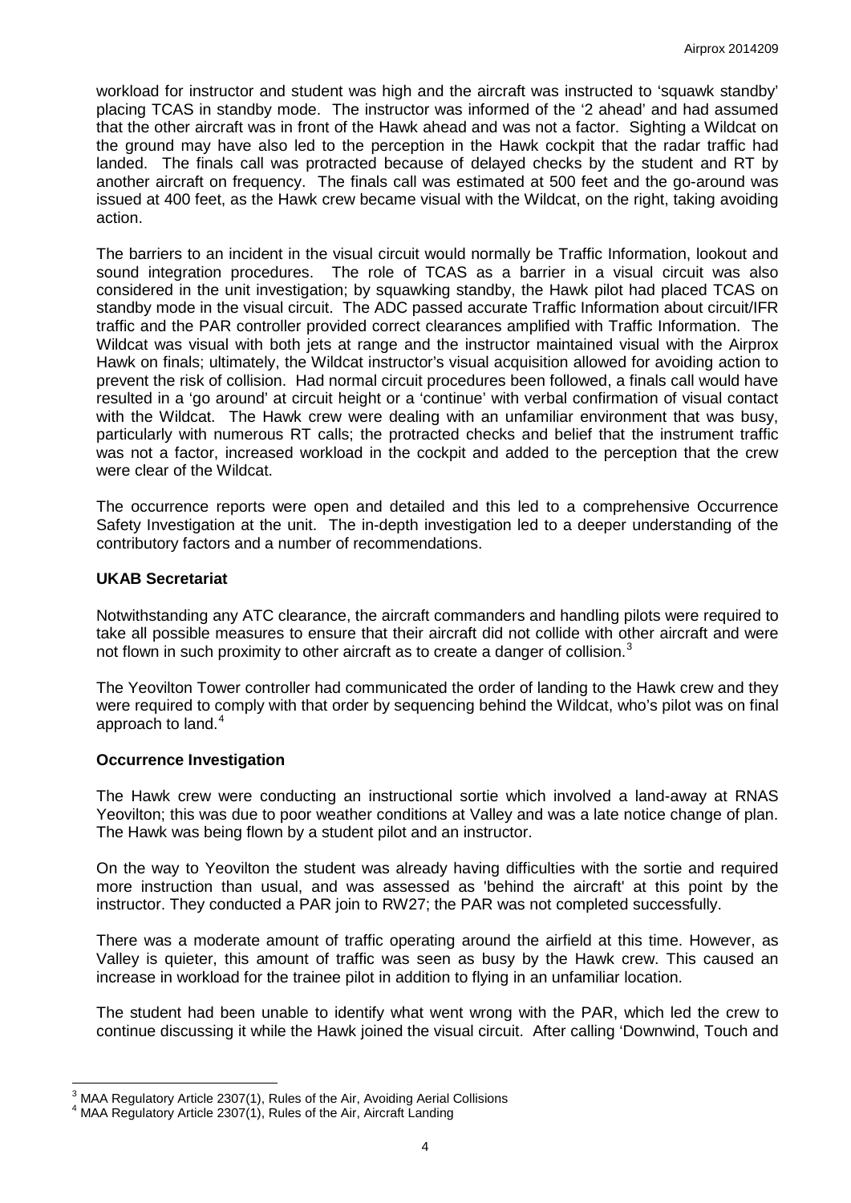workload for instructor and student was high and the aircraft was instructed to 'squawk standby' placing TCAS in standby mode. The instructor was informed of the '2 ahead' and had assumed that the other aircraft was in front of the Hawk ahead and was not a factor. Sighting a Wildcat on the ground may have also led to the perception in the Hawk cockpit that the radar traffic had landed. The finals call was protracted because of delayed checks by the student and RT by another aircraft on frequency. The finals call was estimated at 500 feet and the go-around was issued at 400 feet, as the Hawk crew became visual with the Wildcat, on the right, taking avoiding action.

The barriers to an incident in the visual circuit would normally be Traffic Information, lookout and sound integration procedures. The role of TCAS as a barrier in a visual circuit was also considered in the unit investigation; by squawking standby, the Hawk pilot had placed TCAS on standby mode in the visual circuit. The ADC passed accurate Traffic Information about circuit/IFR traffic and the PAR controller provided correct clearances amplified with Traffic Information. The Wildcat was visual with both jets at range and the instructor maintained visual with the Airprox Hawk on finals; ultimately, the Wildcat instructor's visual acquisition allowed for avoiding action to prevent the risk of collision. Had normal circuit procedures been followed, a finals call would have resulted in a 'go around' at circuit height or a 'continue' with verbal confirmation of visual contact with the Wildcat. The Hawk crew were dealing with an unfamiliar environment that was busy, particularly with numerous RT calls; the protracted checks and belief that the instrument traffic was not a factor, increased workload in the cockpit and added to the perception that the crew were clear of the Wildcat.

The occurrence reports were open and detailed and this led to a comprehensive Occurrence Safety Investigation at the unit. The in-depth investigation led to a deeper understanding of the contributory factors and a number of recommendations.

### UKAB Secretariat

Notwithstanding any ATC clearance, the aircraft commanders and handling pilots were required to take all possible measures to ensure that their aircraft did not collide with other aircraft and were not flown in such proximity to other aircraft as to create a danger of collision.[3]

The Yeovilton Tower controller had communicated the order of landing to the Hawk crew and they were required to comply with that order by sequencing behind the Wildcat, who's pilot was on final approach to land.[4]

### Occurrence Investigation

The Hawk crew were conducting an instructional sortie which involved a land-away at RNAS Yeovilton; this was due to poor weather conditions at Valley and was a late notice change of plan. The Hawk was being flown by a student pilot and an instructor.

On the way to Yeovilton the student was already having difficulties with the sortie and required more instruction than usual, and was assessed as 'behind the aircraft' at this point by the instructor. They conducted a PAR join to RW27; the PAR was not completed successfully.

There was a moderate amount of traffic operating around the airfield at this time. However, as Valley is quieter, this amount of traffic was seen as busy by the Hawk crew. This caused an increase in workload for the trainee pilot in addition to flying in an unfamiliar location.

The student had been unable to identify what went wrong with the PAR, which led the crew to continue discussing it while the Hawk joined the visual circuit. After calling 'Downwind, Touch and

---

[3] MAA Regulatory Article 2307(1), Rules of the Air, Avoiding Aerial Collisions

[4] MAA Regulatory Article 2307(1), Rules of the Air, Aircraft Landing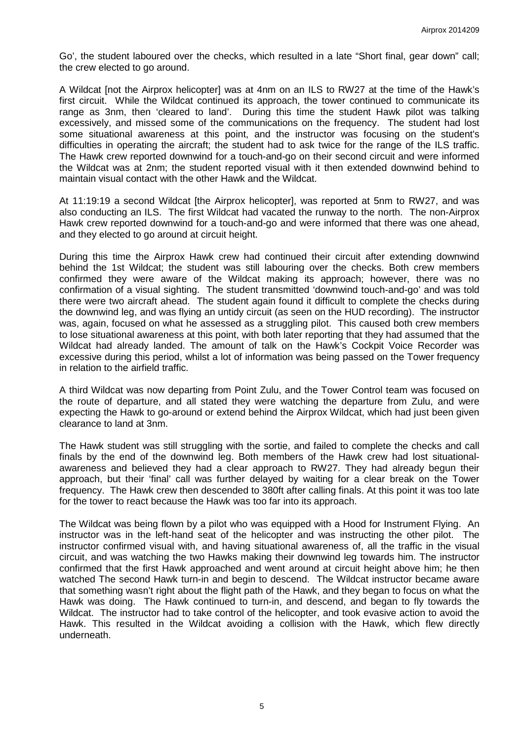Go', the student laboured over the checks, which resulted in a late "Short final, gear down" call; the crew elected to go around.

A Wildcat [not the Airprox helicopter] was at 4nm on an ILS to RW27 at the time of the Hawk's first circuit. While the Wildcat continued its approach, the tower continued to communicate its range as 3nm, then 'cleared to land'. During this time the student Hawk pilot was talking excessively, and missed some of the communications on the frequency. The student had lost some situational awareness at this point, and the instructor was focusing on the student's difficulties in operating the aircraft; the student had to ask twice for the range of the ILS traffic. The Hawk crew reported downwind for a touch-and-go on their second circuit and were informed the Wildcat was at 2nm; the student reported visual with it then extended downwind behind to maintain visual contact with the other Hawk and the Wildcat.

At 11:19:19 a second Wildcat [the Airprox helicopter], was reported at 5nm to RW27, and was also conducting an ILS. The first Wildcat had vacated the runway to the north. The non-Airprox Hawk crew reported downwind for a touch-and-go and were informed that there was one ahead, and they elected to go around at circuit height.

During this time the Airprox Hawk crew had continued their circuit after extending downwind behind the 1st Wildcat; the student was still labouring over the checks. Both crew members confirmed they were aware of the Wildcat making its approach; however, there was no confirmation of a visual sighting. The student transmitted 'downwind touch-and-go' and was told there were two aircraft ahead. The student again found it difficult to complete the checks during the downwind leg, and was flying an untidy circuit (as seen on the HUD recording). The instructor was, again, focused on what he assessed as a struggling pilot. This caused both crew members to lose situational awareness at this point, with both later reporting that they had assumed that the Wildcat had already landed. The amount of talk on the Hawk's Cockpit Voice Recorder was excessive during this period, whilst a lot of information was being passed on the Tower frequency in relation to the airfield traffic.

A third Wildcat was now departing from Point Zulu, and the Tower Control team was focused on the route of departure, and all stated they were watching the departure from Zulu, and were expecting the Hawk to go-around or extend behind the Airprox Wildcat, which had just been given clearance to land at 3nm.

The Hawk student was still struggling with the sortie, and failed to complete the checks and call finals by the end of the downwind leg. Both members of the Hawk crew had lost situational-awareness and believed they had a clear approach to RW27. They had already begun their approach, but their 'final' call was further delayed by waiting for a clear break on the Tower frequency. The Hawk crew then descended to 380ft after calling finals. At this point it was too late for the tower to react because the Hawk was too far into its approach.

The Wildcat was being flown by a pilot who was equipped with a Hood for Instrument Flying. An instructor was in the left-hand seat of the helicopter and was instructing the other pilot. The instructor confirmed visual with, and having situational awareness of, all the traffic in the visual circuit, and was watching the two Hawks making their downwind leg towards him. The instructor confirmed that the first Hawk approached and went around at circuit height above him; he then watched The second Hawk turn-in and begin to descend. The Wildcat instructor became aware that something wasn't right about the flight path of the Hawk, and they began to focus on what the Hawk was doing. The Hawk continued to turn-in, and descend, and began to fly towards the Wildcat. The instructor had to take control of the helicopter, and took evasive action to avoid the Hawk. This resulted in the Wildcat avoiding a collision with the Hawk, which flew directly underneath.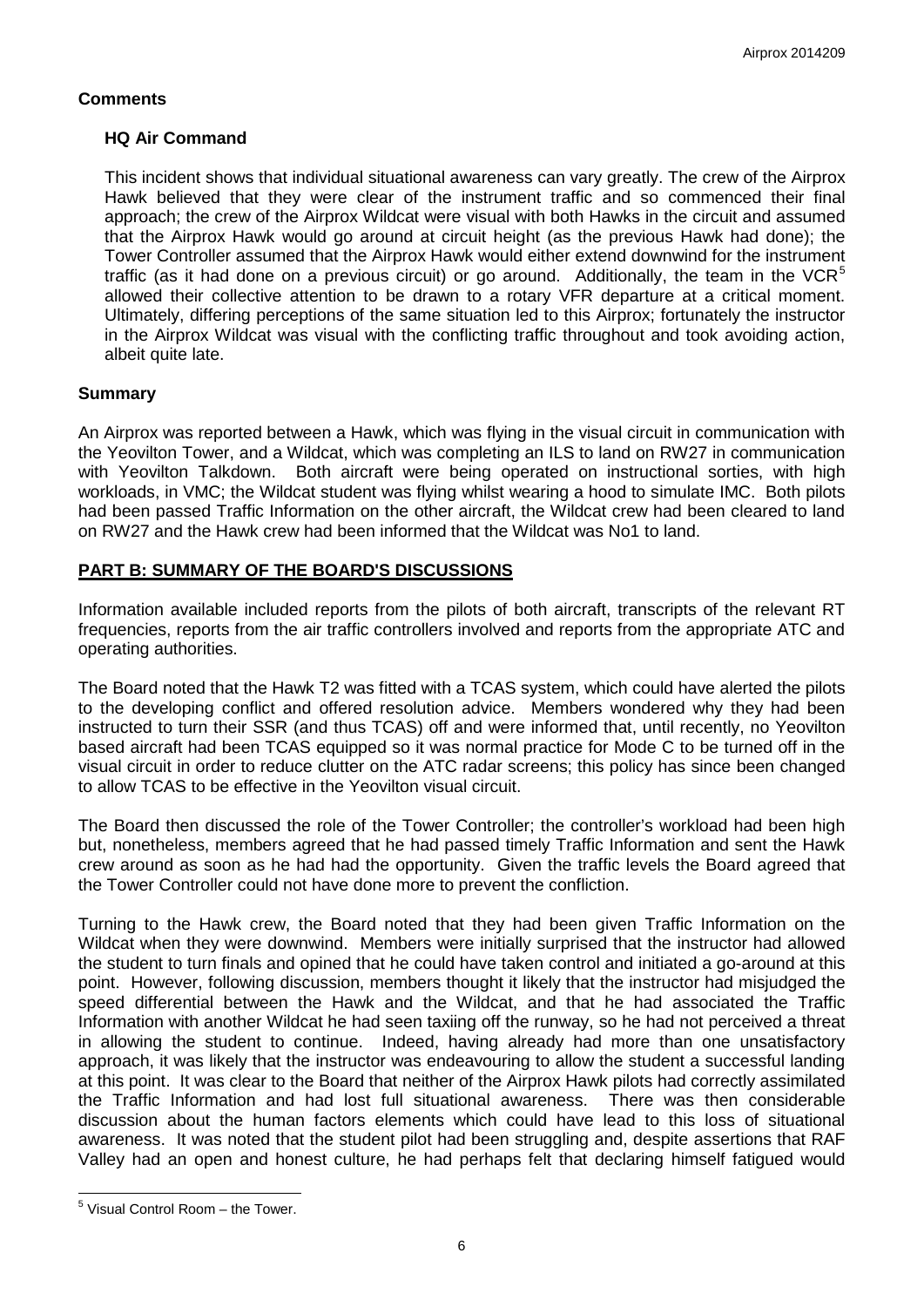## Comments

### HQ Air Command

This incident shows that individual situational awareness can vary greatly. The crew of the Airprox Hawk believed that they were clear of the instrument traffic and so commenced their final approach; the crew of the Airprox Wildcat were visual with both Hawks in the circuit and assumed that the Airprox Hawk would go around at circuit height (as the previous Hawk had done); the Tower Controller assumed that the Airprox Hawk would either extend downwind for the instrument traffic (as it had done on a previous circuit) or go around. Additionally, the team in the VCR[5] allowed their collective attention to be drawn to a rotary VFR departure at a critical moment. Ultimately, differing perceptions of the same situation led to this Airprox; fortunately the instructor in the Airprox Wildcat was visual with the conflicting traffic throughout and took avoiding action, albeit quite late.

## Summary

An Airprox was reported between a Hawk, which was flying in the visual circuit in communication with the Yeovilton Tower, and a Wildcat, which was completing an ILS to land on RW27 in communication with Yeovilton Talkdown. Both aircraft were being operated on instructional sorties, with high workloads, in VMC; the Wildcat student was flying whilst wearing a hood to simulate IMC. Both pilots had been passed Traffic Information on the other aircraft, the Wildcat crew had been cleared to land on RW27 and the Hawk crew had been informed that the Wildcat was No1 to land.

## PART B: SUMMARY OF THE BOARD'S DISCUSSIONS

Information available included reports from the pilots of both aircraft, transcripts of the relevant RT frequencies, reports from the air traffic controllers involved and reports from the appropriate ATC and operating authorities.

The Board noted that the Hawk T2 was fitted with a TCAS system, which could have alerted the pilots to the developing conflict and offered resolution advice. Members wondered why they had been instructed to turn their SSR (and thus TCAS) off and were informed that, until recently, no Yeovilton based aircraft had been TCAS equipped so it was normal practice for Mode C to be turned off in the visual circuit in order to reduce clutter on the ATC radar screens; this policy has since been changed to allow TCAS to be effective in the Yeovilton visual circuit.

The Board then discussed the role of the Tower Controller; the controller's workload had been high but, nonetheless, members agreed that he had passed timely Traffic Information and sent the Hawk crew around as soon as he had had the opportunity. Given the traffic levels the Board agreed that the Tower Controller could not have done more to prevent the confliction.

Turning to the Hawk crew, the Board noted that they had been given Traffic Information on the Wildcat when they were downwind. Members were initially surprised that the instructor had allowed the student to turn finals and opined that he could have taken control and initiated a go-around at this point. However, following discussion, members thought it likely that the instructor had misjudged the speed differential between the Hawk and the Wildcat, and that he had associated the Traffic Information with another Wildcat he had seen taxiing off the runway, so he had not perceived a threat in allowing the student to continue. Indeed, having already had more than one unsatisfactory approach, it was likely that the instructor was endeavouring to allow the student a successful landing at this point. It was clear to the Board that neither of the Airprox Hawk pilots had correctly assimilated the Traffic Information and had lost full situational awareness. There was then considerable discussion about the human factors elements which could have lead to this loss of situational awareness. It was noted that the student pilot had been struggling and, despite assertions that RAF Valley had an open and honest culture, he had perhaps felt that declaring himself fatigued would

[5] Visual Control Room – the Tower.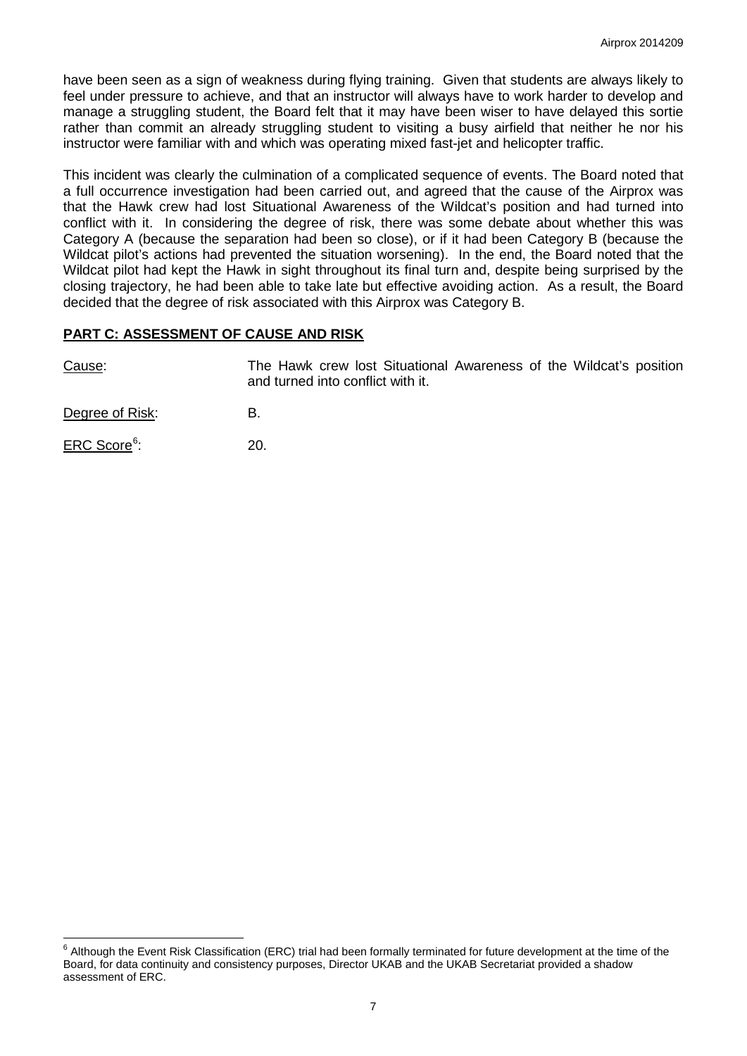have been seen as a sign of weakness during flying training. Given that students are always likely to feel under pressure to achieve, and that an instructor will always have to work harder to develop and manage a struggling student, the Board felt that it may have been wiser to have delayed this sortie rather than commit an already struggling student to visiting a busy airfield that neither he nor his instructor were familiar with and which was operating mixed fast-jet and helicopter traffic.

This incident was clearly the culmination of a complicated sequence of events. The Board noted that a full occurrence investigation had been carried out, and agreed that the cause of the Airprox was that the Hawk crew had lost Situational Awareness of the Wildcat's position and had turned into conflict with it. In considering the degree of risk, there was some debate about whether this was Category A (because the separation had been so close), or if it had been Category B (because the Wildcat pilot's actions had prevented the situation worsening). In the end, the Board noted that the Wildcat pilot had kept the Hawk in sight throughout its final turn and, despite being surprised by the closing trajectory, he had been able to take late but effective avoiding action. As a result, the Board decided that the degree of risk associated with this Airprox was Category B.

## PART C: ASSESSMENT OF CAUSE AND RISK

Cause: The Hawk crew lost Situational Awareness of the Wildcat's position and turned into conflict with it.

Degree of Risk: B.

ERC Score[6]: 20.

[6] Although the Event Risk Classification (ERC) trial had been formally terminated for future development at the time of the Board, for data continuity and consistency purposes, Director UKAB and the UKAB Secretariat provided a shadow assessment of ERC.